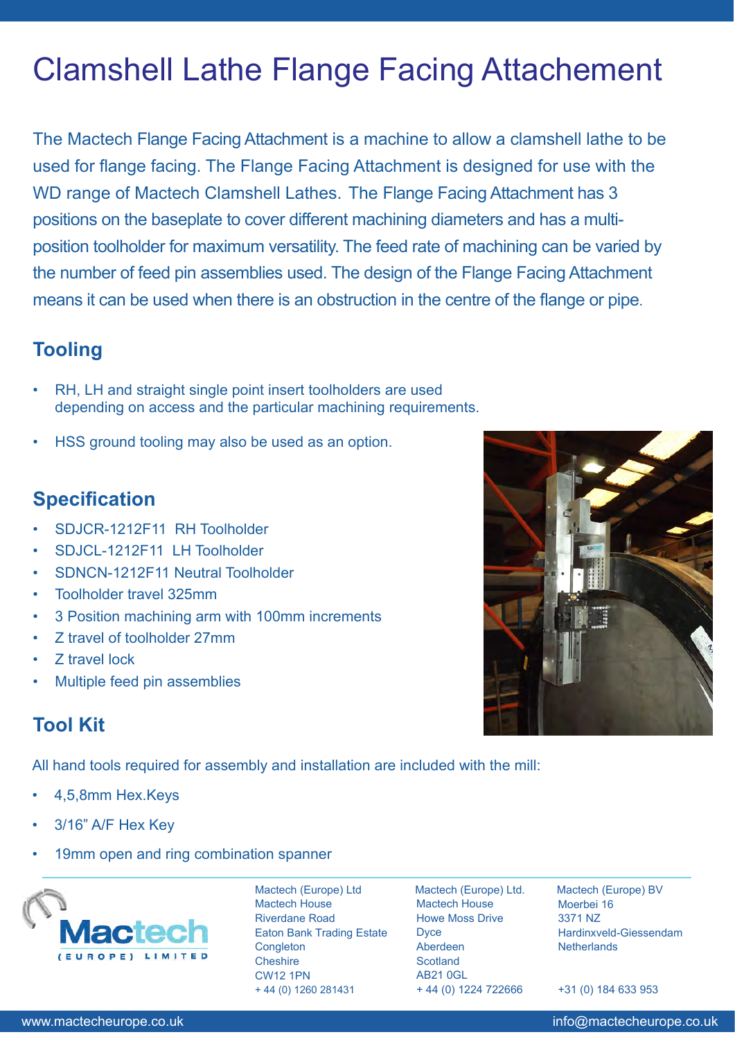# Clamshell Lathe Flange Facing Attachement

The Mactech Flange Facing Attachment is a machine to allow a clamshell lathe to be used for flange facing. The Flange Facing Attachment is designed for use with the WD range of Mactech Clamshell Lathes. The Flange Facing Attachment has 3 positions on the baseplate to cover different machining diameters and has a multi-position toolholder for maximum versatility. The feed rate of machining can be varied by the number of feed pin assemblies used. The design of the Flange Facing Attachment means it can be used when there is an obstruction in the centre of the flange or pipe.

## Tooling

- RH, LH and straight single point insert toolholders are used depending on access and the particular machining requirements.
- HSS ground tooling may also be used as an option.

## Specification

- SDJCR-1212F11 RH Toolholder
- SDJCL-1212F11 LH Toolholder
- SDNCN-1212F11 Neutral Toolholder
- Toolholder travel 325mm
- 3 Position machining arm with 100mm increments
- Z travel of toolholder 27mm
- Z travel lock
- Multiple feed pin assemblies

## Tool Kit

All hand tools required for assembly and installation are included with the mill:

- 4,5,8mm Hex.Keys
- 3/16" A/F Hex Key
- 19mm open and ring combination spanner

Mactech (Europe) Ltd
Mactech House
Riverdane Road
Eaton Bank Trading Estate
Congleton
Cheshire
CW12 1PN
+ 44 (0) 1260 281431

Mactech (Europe) Ltd.
Mactech House
Howe Moss Drive
Dyce
Aberdeen
Scotland
AB21 0GL
+ 44 (0) 1224 722666

Mactech (Europe) BV
Moerbei 16
3371 NZ
Hardinxveld-Giessendam
Netherlands
+31 (0) 184 633 953

www.mactecheurope.co.uk

info@mactecheurope.co.uk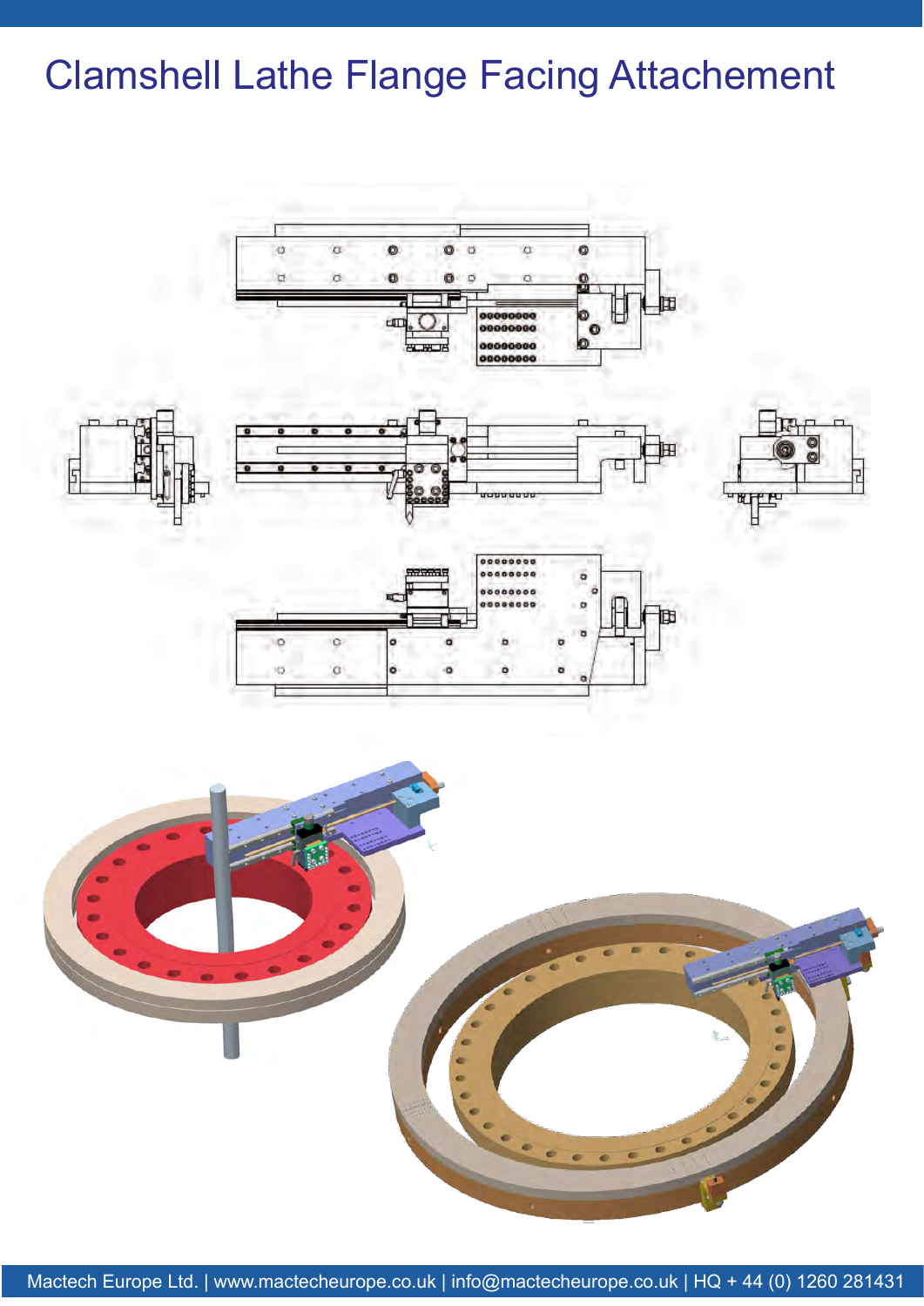# Clamshell Lathe Flange Facing Attachement

Mactech Europe Ltd. | www.mactecheurope.co.uk | info@mactecheurope.co.uk | HQ + 44 (0) 1260 281431